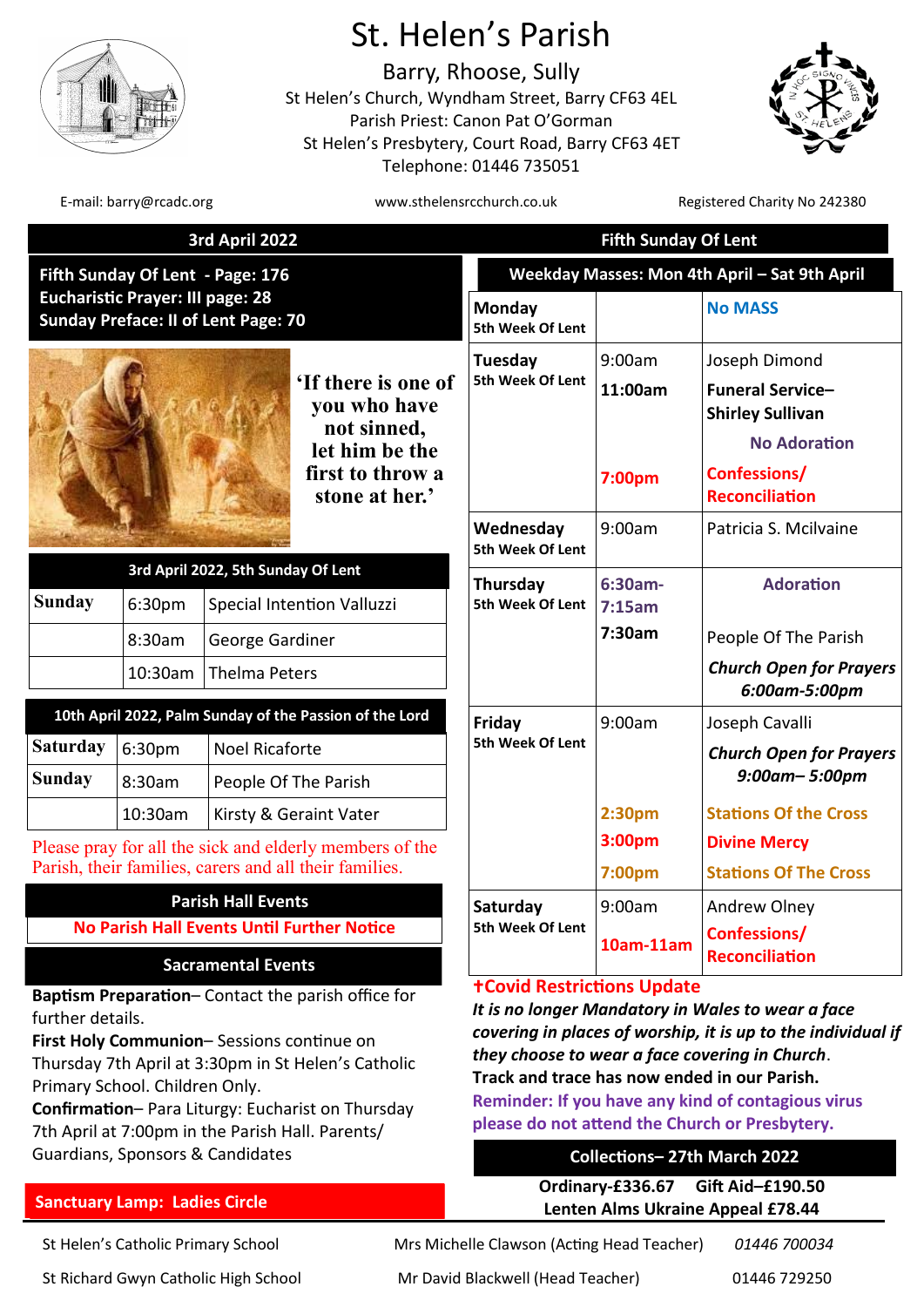# St. Helen's Parish

Barry, Rhoose, Sully

St Helen's Church, Wyndham Street, Barry CF63 4EL

Parish Priest: Canon Pat O'Gorman

St Helen's Presbytery, Court Road, Barry CF63 4ET

Telephone: 01446 735051

E-mail: barry@rcadc.org | www.sthelensrcchurch.co.uk | Registered Charity No 242380

## 3rd April 2022 — Fifth Sunday Of Lent

**Fifth Sunday Of Lent - Page: 176**
**Eucharistic Prayer: III page: 28**
**Sunday Preface: II of Lent Page: 70**

'If there is one of you who have not sinned, let him be the first to throw a stone at her.'

| 3rd April 2022, 5th Sunday Of Lent | | |
|---|---|---|
| **Sunday** | 6:30pm | Special Intention Valluzzi |
| | 8:30am | George Gardiner |
| | 10:30am | Thelma Peters |

| 10th April 2022, Palm Sunday of the Passion of the Lord | | |
|---|---|---|
| **Saturday** | 6:30pm | Noel Ricaforte |
| **Sunday** | 8:30am | People Of The Parish |
| | 10:30am | Kirsty & Geraint Vater |

Please pray for all the sick and elderly members of the Parish, their families, carers and all their families.

### Parish Hall Events

**No Parish Hall Events Until Further Notice**

### Sacramental Events

**Baptism Preparation**– Contact the parish office for further details.

**First Holy Communion**– Sessions continue on Thursday 7th April at 3:30pm in St Helen's Catholic Primary School. Children Only.

**Confirmation**– Para Liturgy: Eucharist on Thursday 7th April at 7:00pm in the Parish Hall. Parents/ Guardians, Sponsors & Candidates

**Sanctuary Lamp: Ladies Circle**

### Weekday Masses: Mon 4th April – Sat 9th April

| Day | Time | Intention |
|---|---|---|
| **Monday** 5th Week Of Lent | | **No MASS** |
| **Tuesday** 5th Week Of Lent | 9:00am | Joseph Dimond |
| | **11:00am** | **Funeral Service– Shirley Sullivan** |
| | | **No Adoration** |
| | **7:00pm** | **Confessions/ Reconciliation** |
| **Wednesday** 5th Week Of Lent | 9:00am | Patricia S. Mcilvaine |
| **Thursday** 5th Week Of Lent | **6:30am-7:15am** | **Adoration** |
| | **7:30am** | People Of The Parish |
| | | ***Church Open for Prayers 6:00am-5:00pm*** |
| **Friday** 5th Week Of Lent | 9:00am | Joseph Cavalli |
| | | ***Church Open for Prayers 9:00am– 5:00pm*** |
| | **2:30pm** | **Stations Of the Cross** |
| | **3:00pm** | **Divine Mercy** |
| | **7:00pm** | **Stations Of The Cross** |
| **Saturday** 5th Week Of Lent | 9:00am | Andrew Olney |
| | **10am-11am** | **Confessions/ Reconciliation** |

**✝Covid Restrictions Update**

***It is no longer Mandatory in Wales to wear a face covering in places of worship, it is up to the individual if they choose to wear a face covering in Church.***

**Track and trace has now ended in our Parish.**

**Reminder: If you have any kind of contagious virus please do not attend the Church or Presbytery.**

### Collections– 27th March 2022

**Ordinary-£336.67 Gift Aid–£190.50**
**Lenten Alms Ukraine Appeal £78.44**

| | | |
|---|---|---|
| St Helen's Catholic Primary School | Mrs Michelle Clawson (Acting Head Teacher) | *01446 700034* |
| St Richard Gwyn Catholic High School | Mr David Blackwell (Head Teacher) | 01446 729250 |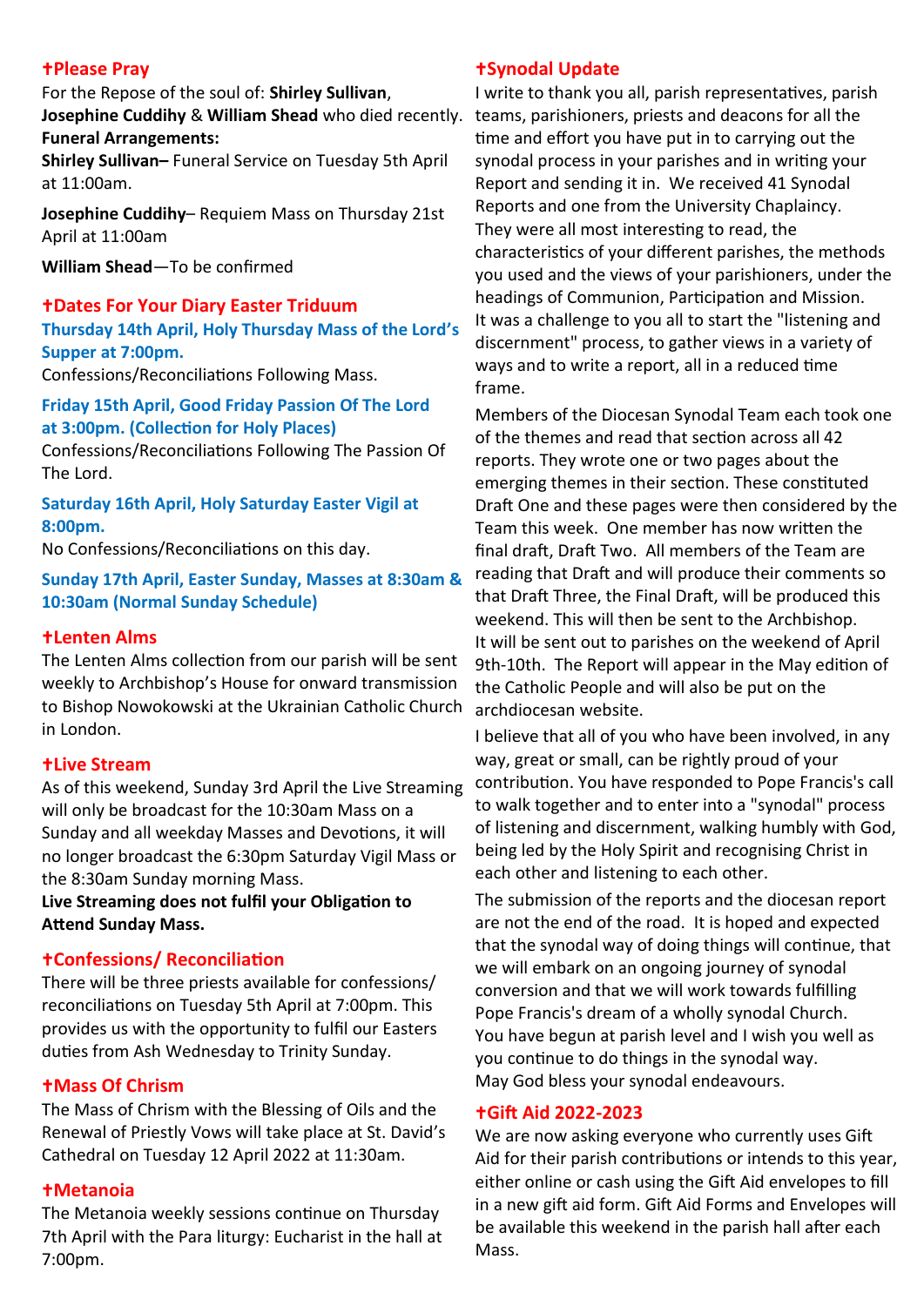## ✝Please Pray

For the Repose of the soul of: **Shirley Sullivan**, **Josephine Cuddihy** & **William Shead** who died recently.

**Funeral Arrangements:**

**Shirley Sullivan–** Funeral Service on Tuesday 5th April at 11:00am.

**Josephine Cuddihy**– Requiem Mass on Thursday 21st April at 11:00am

**William Shead**—To be confirmed

## ✝Dates For Your Diary Easter Triduum

**Thursday 14th April, Holy Thursday Mass of the Lord's Supper at 7:00pm.**

Confessions/Reconciliations Following Mass.

**Friday 15th April, Good Friday Passion Of The Lord at 3:00pm. (Collection for Holy Places)**

Confessions/Reconciliations Following The Passion Of The Lord.

**Saturday 16th April, Holy Saturday Easter Vigil at 8:00pm.**

No Confessions/Reconciliations on this day.

**Sunday 17th April, Easter Sunday, Masses at 8:30am & 10:30am (Normal Sunday Schedule)**

## ✝Lenten Alms

The Lenten Alms collection from our parish will be sent weekly to Archbishop's House for onward transmission to Bishop Nowokowski at the Ukrainian Catholic Church in London.

## ✝Live Stream

As of this weekend, Sunday 3rd April the Live Streaming will only be broadcast for the 10:30am Mass on a Sunday and all weekday Masses and Devotions, it will no longer broadcast the 6:30pm Saturday Vigil Mass or the 8:30am Sunday morning Mass.

**Live Streaming does not fulfil your Obligation to Attend Sunday Mass.**

## ✝Confessions/ Reconciliation

There will be three priests available for confessions/ reconciliations on Tuesday 5th April at 7:00pm. This provides us with the opportunity to fulfil our Easters duties from Ash Wednesday to Trinity Sunday.

## ✝Mass Of Chrism

The Mass of Chrism with the Blessing of Oils and the Renewal of Priestly Vows will take place at St. David's Cathedral on Tuesday 12 April 2022 at 11:30am.

## ✝Metanoia

The Metanoia weekly sessions continue on Thursday 7th April with the Para liturgy: Eucharist in the hall at 7:00pm.

## ✝Synodal Update

I write to thank you all, parish representatives, parish teams, parishioners, priests and deacons for all the time and effort you have put in to carrying out the synodal process in your parishes and in writing your Report and sending it in. We received 41 Synodal Reports and one from the University Chaplaincy. They were all most interesting to read, the characteristics of your different parishes, the methods you used and the views of your parishioners, under the headings of Communion, Participation and Mission. It was a challenge to you all to start the "listening and discernment" process, to gather views in a variety of ways and to write a report, all in a reduced time frame.

Members of the Diocesan Synodal Team each took one of the themes and read that section across all 42 reports. They wrote one or two pages about the emerging themes in their section. These constituted Draft One and these pages were then considered by the Team this week. One member has now written the final draft, Draft Two. All members of the Team are reading that Draft and will produce their comments so that Draft Three, the Final Draft, will be produced this weekend. This will then be sent to the Archbishop. It will be sent out to parishes on the weekend of April 9th-10th. The Report will appear in the May edition of the Catholic People and will also be put on the archdiocesan website.

I believe that all of you who have been involved, in any way, great or small, can be rightly proud of your contribution. You have responded to Pope Francis's call to walk together and to enter into a "synodal" process of listening and discernment, walking humbly with God, being led by the Holy Spirit and recognising Christ in each other and listening to each other.

The submission of the reports and the diocesan report are not the end of the road. It is hoped and expected that the synodal way of doing things will continue, that we will embark on an ongoing journey of synodal conversion and that we will work towards fulfilling Pope Francis's dream of a wholly synodal Church. You have begun at parish level and I wish you well as you continue to do things in the synodal way.
May God bless your synodal endeavours.

## ✝Gift Aid 2022-2023

We are now asking everyone who currently uses Gift Aid for their parish contributions or intends to this year, either online or cash using the Gift Aid envelopes to fill in a new gift aid form. Gift Aid Forms and Envelopes will be available this weekend in the parish hall after each Mass.